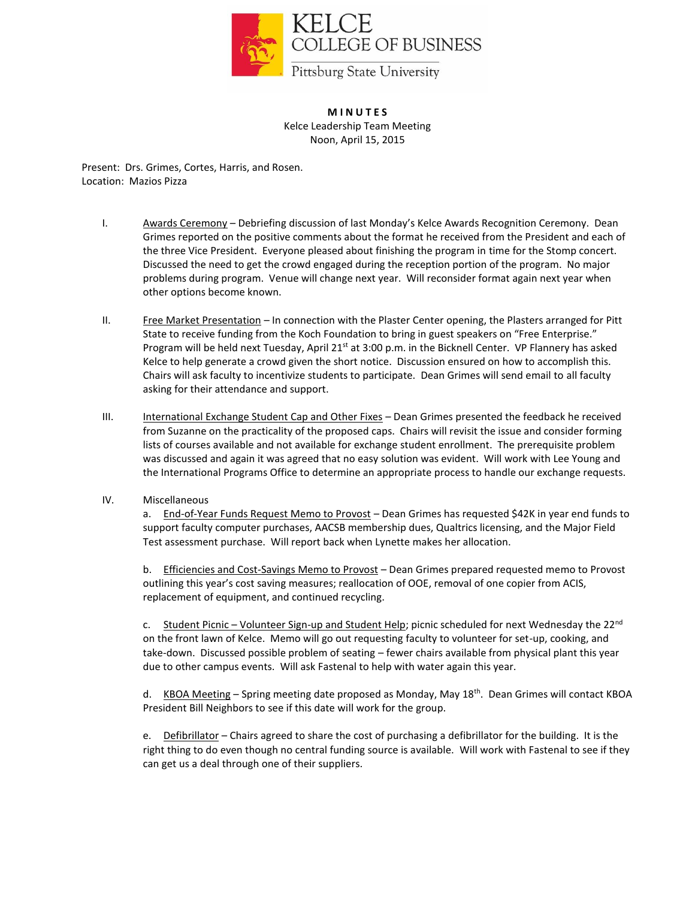KELCE
COLLEGE OF BUSINESS
Pittsburg State University

**MINUTES**
Kelce Leadership Team Meeting
Noon, April 15, 2015

Present: Drs. Grimes, Cortes, Harris, and Rosen.
Location: Mazios Pizza

I. Awards Ceremony – Debriefing discussion of last Monday's Kelce Awards Recognition Ceremony. Dean Grimes reported on the positive comments about the format he received from the President and each of the three Vice President. Everyone pleased about finishing the program in time for the Stomp concert. Discussed the need to get the crowd engaged during the reception portion of the program. No major problems during program. Venue will change next year. Will reconsider format again next year when other options become known.

II. Free Market Presentation – In connection with the Plaster Center opening, the Plasters arranged for Pitt State to receive funding from the Koch Foundation to bring in guest speakers on "Free Enterprise." Program will be held next Tuesday, April 21st at 3:00 p.m. in the Bicknell Center. VP Flannery has asked Kelce to help generate a crowd given the short notice. Discussion ensured on how to accomplish this. Chairs will ask faculty to incentivize students to participate. Dean Grimes will send email to all faculty asking for their attendance and support.

III. International Exchange Student Cap and Other Fixes – Dean Grimes presented the feedback he received from Suzanne on the practicality of the proposed caps. Chairs will revisit the issue and consider forming lists of courses available and not available for exchange student enrollment. The prerequisite problem was discussed and again it was agreed that no easy solution was evident. Will work with Lee Young and the International Programs Office to determine an appropriate process to handle our exchange requests.

IV. Miscellaneous

a. End-of-Year Funds Request Memo to Provost – Dean Grimes has requested $42K in year end funds to support faculty computer purchases, AACSB membership dues, Qualtrics licensing, and the Major Field Test assessment purchase. Will report back when Lynette makes her allocation.

b. Efficiencies and Cost-Savings Memo to Provost – Dean Grimes prepared requested memo to Provost outlining this year's cost saving measures; reallocation of OOE, removal of one copier from ACIS, replacement of equipment, and continued recycling.

c. Student Picnic – Volunteer Sign-up and Student Help; picnic scheduled for next Wednesday the 22nd on the front lawn of Kelce. Memo will go out requesting faculty to volunteer for set-up, cooking, and take-down. Discussed possible problem of seating – fewer chairs available from physical plant this year due to other campus events. Will ask Fastenal to help with water again this year.

d. KBOA Meeting – Spring meeting date proposed as Monday, May 18th. Dean Grimes will contact KBOA President Bill Neighbors to see if this date will work for the group.

e. Defibrillator – Chairs agreed to share the cost of purchasing a defibrillator for the building. It is the right thing to do even though no central funding source is available. Will work with Fastenal to see if they can get us a deal through one of their suppliers.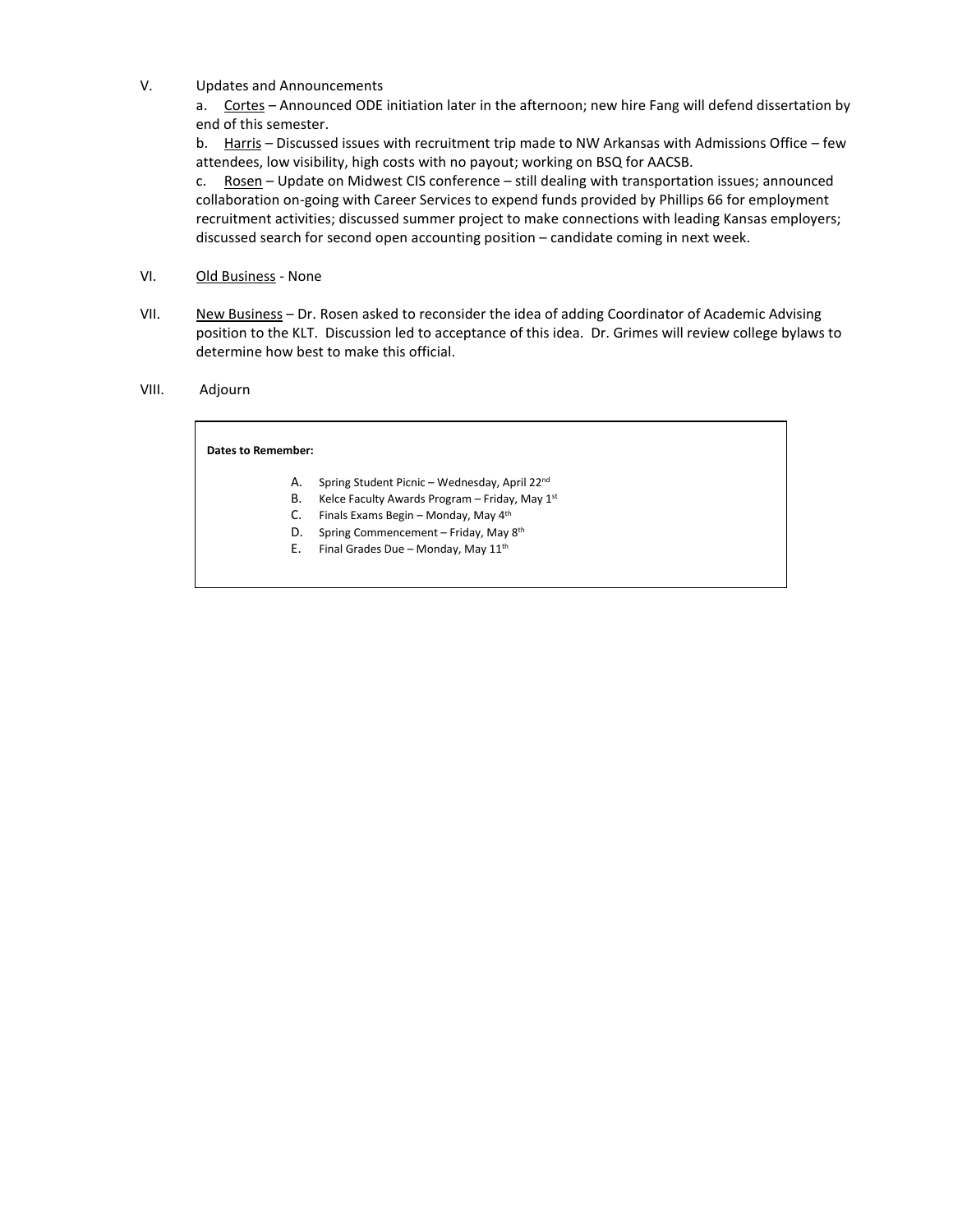V. Updates and Announcements

a. Cortes – Announced ODE initiation later in the afternoon; new hire Fang will defend dissertation by end of this semester.

b. Harris – Discussed issues with recruitment trip made to NW Arkansas with Admissions Office – few attendees, low visibility, high costs with no payout; working on BSQ for AACSB.

c. Rosen – Update on Midwest CIS conference – still dealing with transportation issues; announced collaboration on-going with Career Services to expend funds provided by Phillips 66 for employment recruitment activities; discussed summer project to make connections with leading Kansas employers; discussed search for second open accounting position – candidate coming in next week.

VI. Old Business - None

VII. New Business – Dr. Rosen asked to reconsider the idea of adding Coordinator of Academic Advising position to the KLT. Discussion led to acceptance of this idea. Dr. Grimes will review college bylaws to determine how best to make this official.

VIII. Adjourn

**Dates to Remember:**

A. Spring Student Picnic – Wednesday, April 22nd
B. Kelce Faculty Awards Program – Friday, May 1st
C. Finals Exams Begin – Monday, May 4th
D. Spring Commencement – Friday, May 8th
E. Final Grades Due – Monday, May 11th